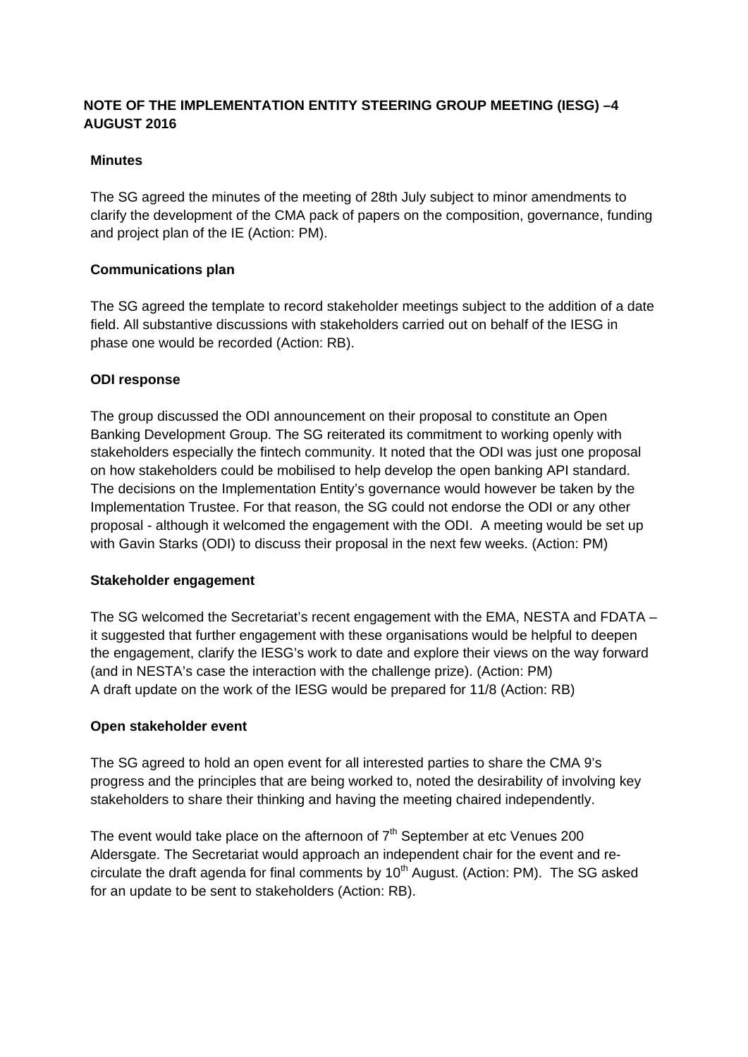# NOTE OF THE IMPLEMENTATION ENTITY STEERING GROUP MEETING (IESG) –4 AUGUST 2016

**Minutes**

The SG agreed the minutes of the meeting of 28th July subject to minor amendments to clarify the development of the CMA pack of papers on the composition, governance, funding and project plan of the IE (Action: PM).

**Communications plan**

The SG agreed the template to record stakeholder meetings subject to the addition of a date field. All substantive discussions with stakeholders carried out on behalf of the IESG in phase one would be recorded (Action: RB).

**ODI response**

The group discussed the ODI announcement on their proposal to constitute an Open Banking Development Group. The SG reiterated its commitment to working openly with stakeholders especially the fintech community. It noted that the ODI was just one proposal on how stakeholders could be mobilised to help develop the open banking API standard. The decisions on the Implementation Entity's governance would however be taken by the Implementation Trustee. For that reason, the SG could not endorse the ODI or any other proposal - although it welcomed the engagement with the ODI. A meeting would be set up with Gavin Starks (ODI) to discuss their proposal in the next few weeks. (Action: PM)

**Stakeholder engagement**

The SG welcomed the Secretariat's recent engagement with the EMA, NESTA and FDATA – it suggested that further engagement with these organisations would be helpful to deepen the engagement, clarify the IESG's work to date and explore their views on the way forward (and in NESTA's case the interaction with the challenge prize). (Action: PM)
A draft update on the work of the IESG would be prepared for 11/8 (Action: RB)

**Open stakeholder event**

The SG agreed to hold an open event for all interested parties to share the CMA 9's progress and the principles that are being worked to, noted the desirability of involving key stakeholders to share their thinking and having the meeting chaired independently.

The event would take place on the afternoon of 7th September at etc Venues 200 Aldersgate. The Secretariat would approach an independent chair for the event and re-circulate the draft agenda for final comments by 10th August. (Action: PM). The SG asked for an update to be sent to stakeholders (Action: RB).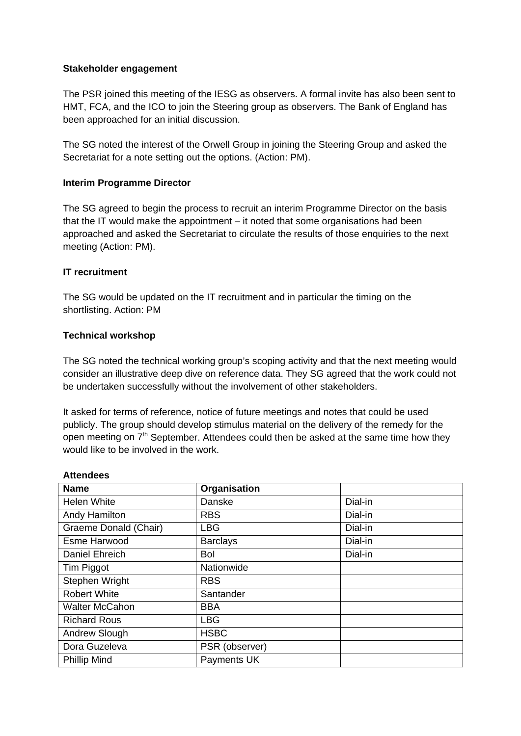**Stakeholder engagement**

The PSR joined this meeting of the IESG as observers. A formal invite has also been sent to HMT, FCA, and the ICO to join the Steering group as observers. The Bank of England has been approached for an initial discussion.

The SG noted the interest of the Orwell Group in joining the Steering Group and asked the Secretariat for a note setting out the options. (Action: PM).

**Interim Programme Director**

The SG agreed to begin the process to recruit an interim Programme Director on the basis that the IT would make the appointment – it noted that some organisations had been approached and asked the Secretariat to circulate the results of those enquiries to the next meeting (Action: PM).

**IT recruitment**

The SG would be updated on the IT recruitment and in particular the timing on the shortlisting. Action: PM

**Technical workshop**

The SG noted the technical working group's scoping activity and that the next meeting would consider an illustrative deep dive on reference data. They SG agreed that the work could not be undertaken successfully without the involvement of other stakeholders.

It asked for terms of reference, notice of future meetings and notes that could be used publicly. The group should develop stimulus material on the delivery of the remedy for the open meeting on 7th September. Attendees could then be asked at the same time how they would like to be involved in the work.

**Attendees**

| Name | Organisation | |
|---|---|---|
| Helen White | Danske | Dial-in |
| Andy Hamilton | RBS | Dial-in |
| Graeme Donald (Chair) | LBG | Dial-in |
| Esme Harwood | Barclays | Dial-in |
| Daniel Ehreich | BoI | Dial-in |
| Tim Piggot | Nationwide | |
| Stephen Wright | RBS | |
| Robert White | Santander | |
| Walter McCahon | BBA | |
| Richard Rous | LBG | |
| Andrew Slough | HSBC | |
| Dora Guzeleva | PSR (observer) | |
| Phillip Mind | Payments UK | |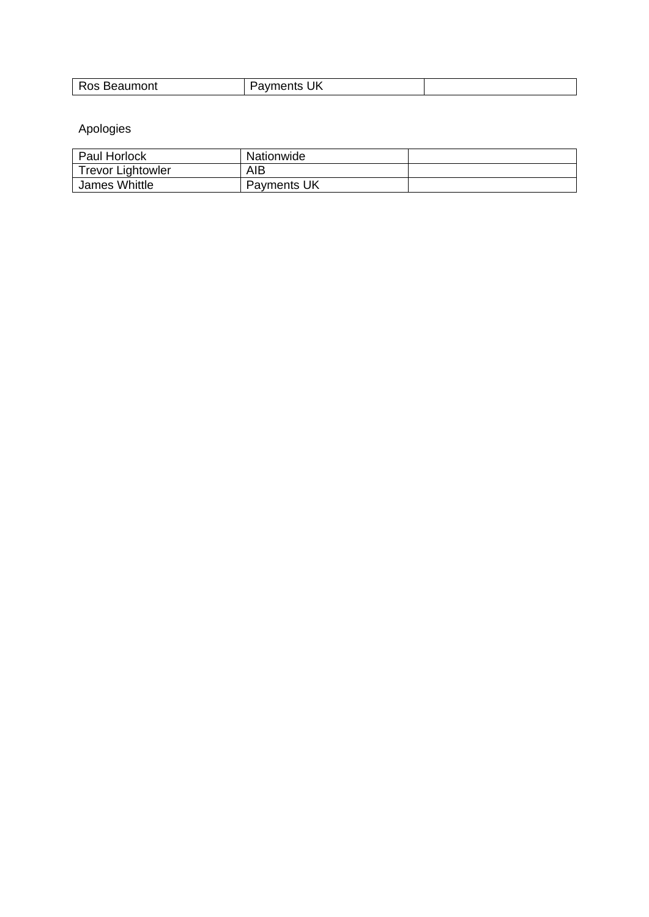| | | |
|---|---|---|
| Ros Beaumont | Payments UK | |

Apologies

| | | |
|---|---|---|
| Paul Horlock | Nationwide | |
| Trevor Lightowler | AIB | |
| James Whittle | Payments UK | |